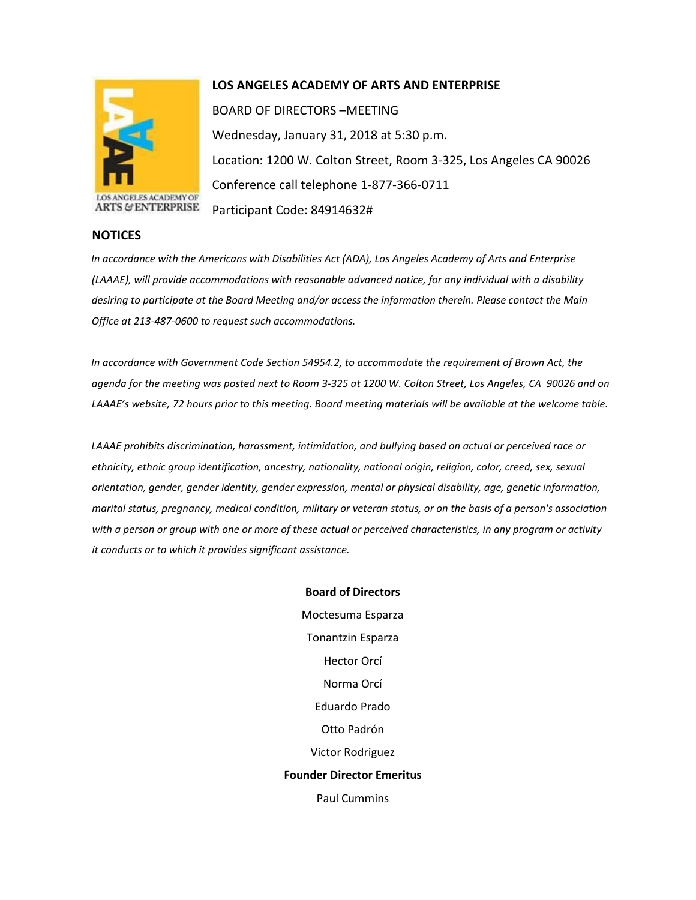# LOS ANGELES ACADEMY OF ARTS AND ENTERPRISE

BOARD OF DIRECTORS –MEETING

Wednesday, January 31, 2018 at 5:30 p.m.

Location: 1200 W. Colton Street, Room 3-325, Los Angeles CA 90026

Conference call telephone 1-877-366-0711

Participant Code: 84914632#

## NOTICES

*In accordance with the Americans with Disabilities Act (ADA), Los Angeles Academy of Arts and Enterprise (LAAAE), will provide accommodations with reasonable advanced notice, for any individual with a disability desiring to participate at the Board Meeting and/or access the information therein. Please contact the Main Office at 213-487-0600 to request such accommodations.*

*In accordance with Government Code Section 54954.2, to accommodate the requirement of Brown Act, the agenda for the meeting was posted next to Room 3-325 at 1200 W. Colton Street, Los Angeles, CA 90026 and on LAAAE's website, 72 hours prior to this meeting. Board meeting materials will be available at the welcome table.*

*LAAAE prohibits discrimination, harassment, intimidation, and bullying based on actual or perceived race or ethnicity, ethnic group identification, ancestry, nationality, national origin, religion, color, creed, sex, sexual orientation, gender, gender identity, gender expression, mental or physical disability, age, genetic information, marital status, pregnancy, medical condition, military or veteran status, or on the basis of a person's association with a person or group with one or more of these actual or perceived characteristics, in any program or activity it conducts or to which it provides significant assistance.*

**Board of Directors**

Moctesuma Esparza

Tonantzin Esparza

Hector Orcí

Norma Orcí

Eduardo Prado

Otto Padrón

Victor Rodriguez

**Founder Director Emeritus**

Paul Cummins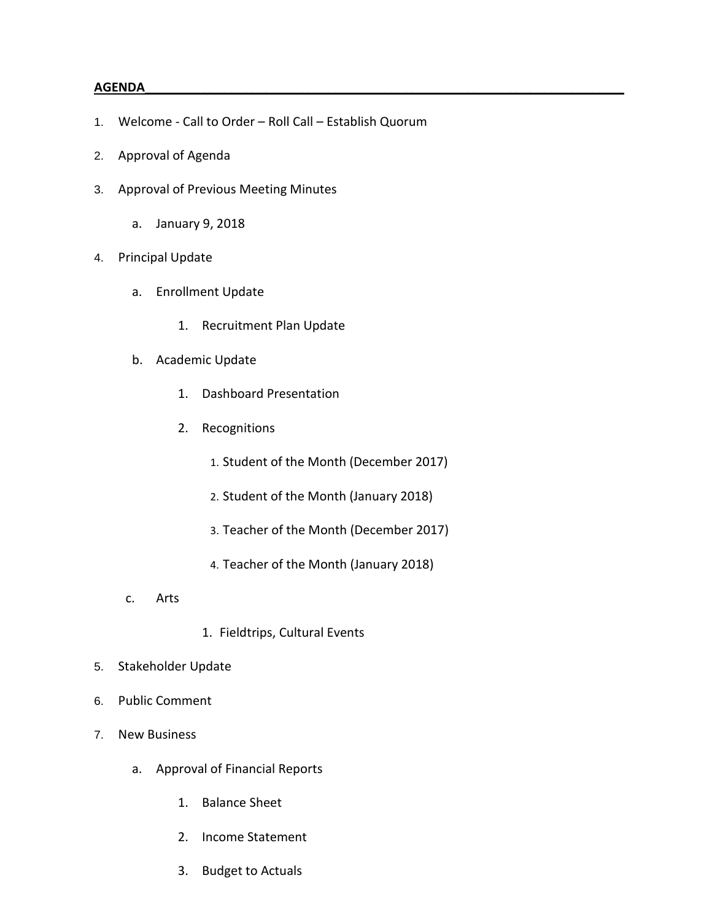**AGENDA**

1. Welcome - Call to Order – Roll Call – Establish Quorum
2. Approval of Agenda
3. Approval of Previous Meeting Minutes
    a. January 9, 2018
4. Principal Update
    a. Enrollment Update
        1. Recruitment Plan Update
    b. Academic Update
        1. Dashboard Presentation
        2. Recognitions
            1. Student of the Month (December 2017)
            2. Student of the Month (January 2018)
            3. Teacher of the Month (December 2017)
            4. Teacher of the Month (January 2018)
    c. Arts
        1. Fieldtrips, Cultural Events
5. Stakeholder Update
6. Public Comment
7. New Business
    a. Approval of Financial Reports
        1. Balance Sheet
        2. Income Statement
        3. Budget to Actuals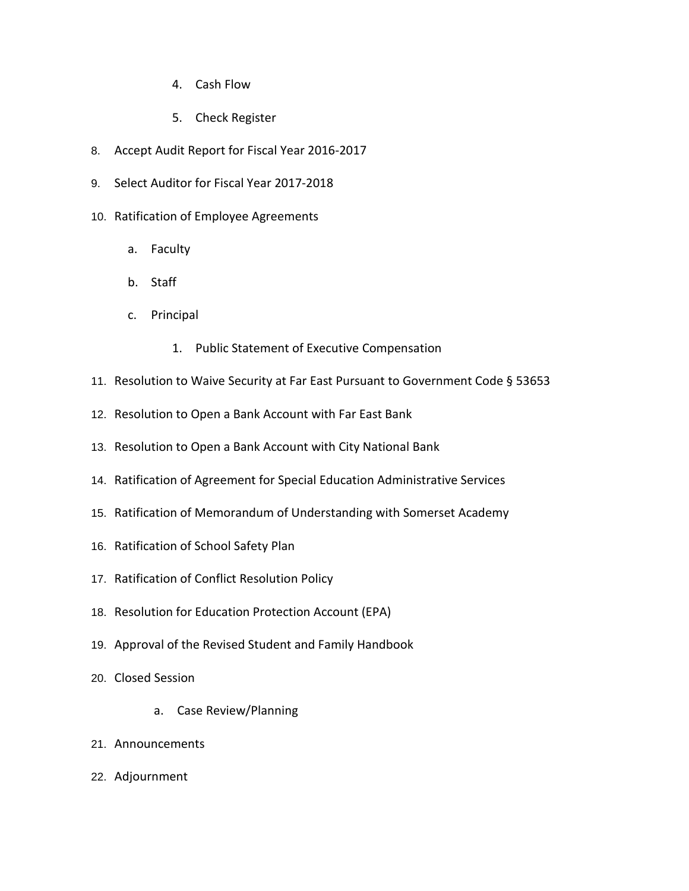4. Cash Flow
5. Check Register

8. Accept Audit Report for Fiscal Year 2016-2017
9. Select Auditor for Fiscal Year 2017-2018
10. Ratification of Employee Agreements
    a. Faculty
    b. Staff
    c. Principal
        1. Public Statement of Executive Compensation
11. Resolution to Waive Security at Far East Pursuant to Government Code § 53653
12. Resolution to Open a Bank Account with Far East Bank
13. Resolution to Open a Bank Account with City National Bank
14. Ratification of Agreement for Special Education Administrative Services
15. Ratification of Memorandum of Understanding with Somerset Academy
16. Ratification of School Safety Plan
17. Ratification of Conflict Resolution Policy
18. Resolution for Education Protection Account (EPA)
19. Approval of the Revised Student and Family Handbook
20. Closed Session
    a. Case Review/Planning
21. Announcements
22. Adjournment